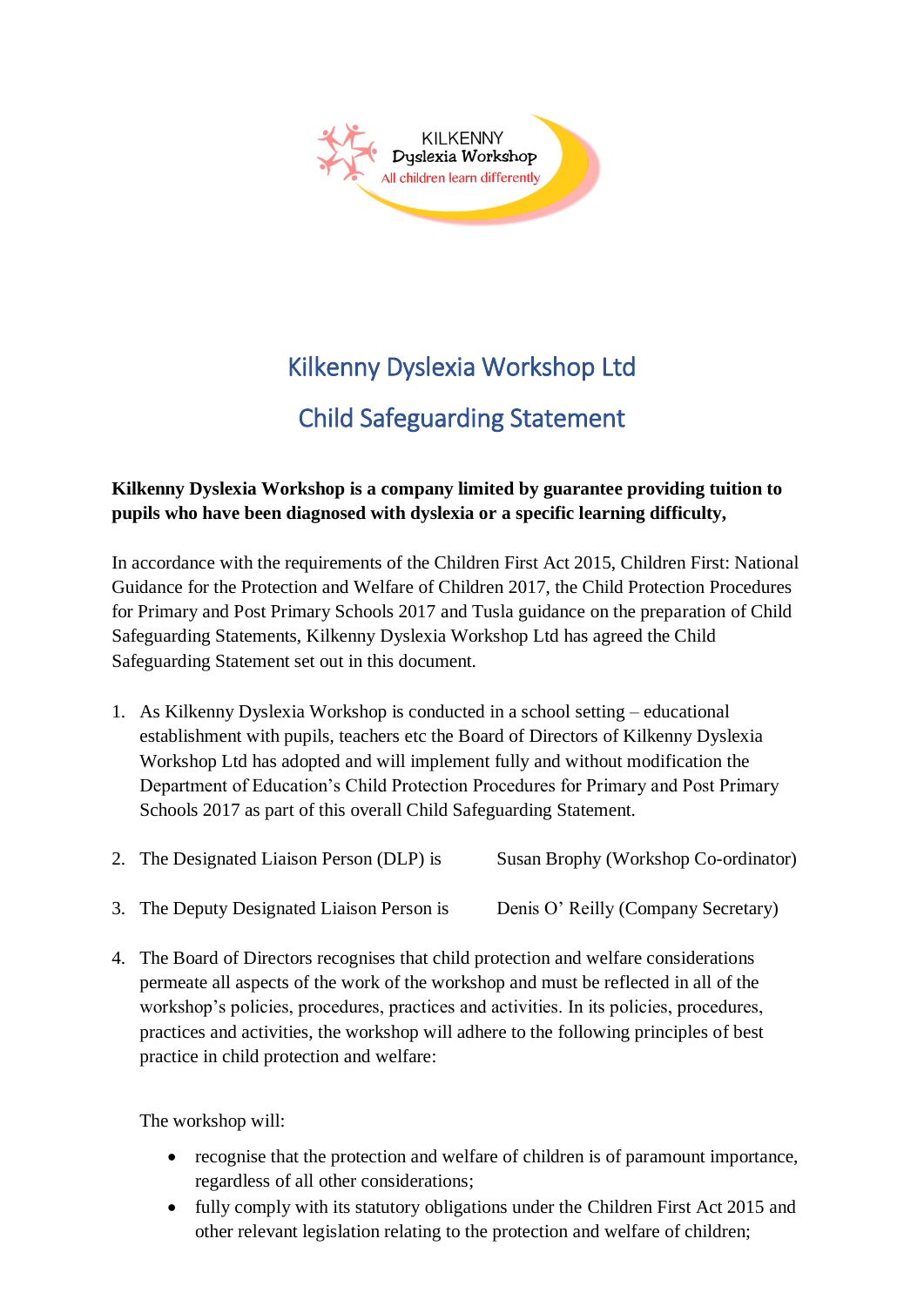KILKENNY
Dyslexia Workshop
All children learn differently

# Kilkenny Dyslexia Workshop Ltd

## Child Safeguarding Statement

**Kilkenny Dyslexia Workshop is a company limited by guarantee providing tuition to pupils who have been diagnosed with dyslexia or a specific learning difficulty,**

In accordance with the requirements of the Children First Act 2015, Children First: National Guidance for the Protection and Welfare of Children 2017, the Child Protection Procedures for Primary and Post Primary Schools 2017 and Tusla guidance on the preparation of Child Safeguarding Statements, Kilkenny Dyslexia Workshop Ltd has agreed the Child Safeguarding Statement set out in this document.

1. As Kilkenny Dyslexia Workshop is conducted in a school setting – educational establishment with pupils, teachers etc the Board of Directors of Kilkenny Dyslexia Workshop Ltd has adopted and will implement fully and without modification the Department of Education's Child Protection Procedures for Primary and Post Primary Schools 2017 as part of this overall Child Safeguarding Statement.

2. The Designated Liaison Person (DLP) is Susan Brophy (Workshop Co-ordinator)

3. The Deputy Designated Liaison Person is Denis O' Reilly (Company Secretary)

4. The Board of Directors recognises that child protection and welfare considerations permeate all aspects of the work of the workshop and must be reflected in all of the workshop's policies, procedures, practices and activities. In its policies, procedures, practices and activities, the workshop will adhere to the following principles of best practice in child protection and welfare:

   The workshop will:

   - recognise that the protection and welfare of children is of paramount importance, regardless of all other considerations;
   - fully comply with its statutory obligations under the Children First Act 2015 and other relevant legislation relating to the protection and welfare of children;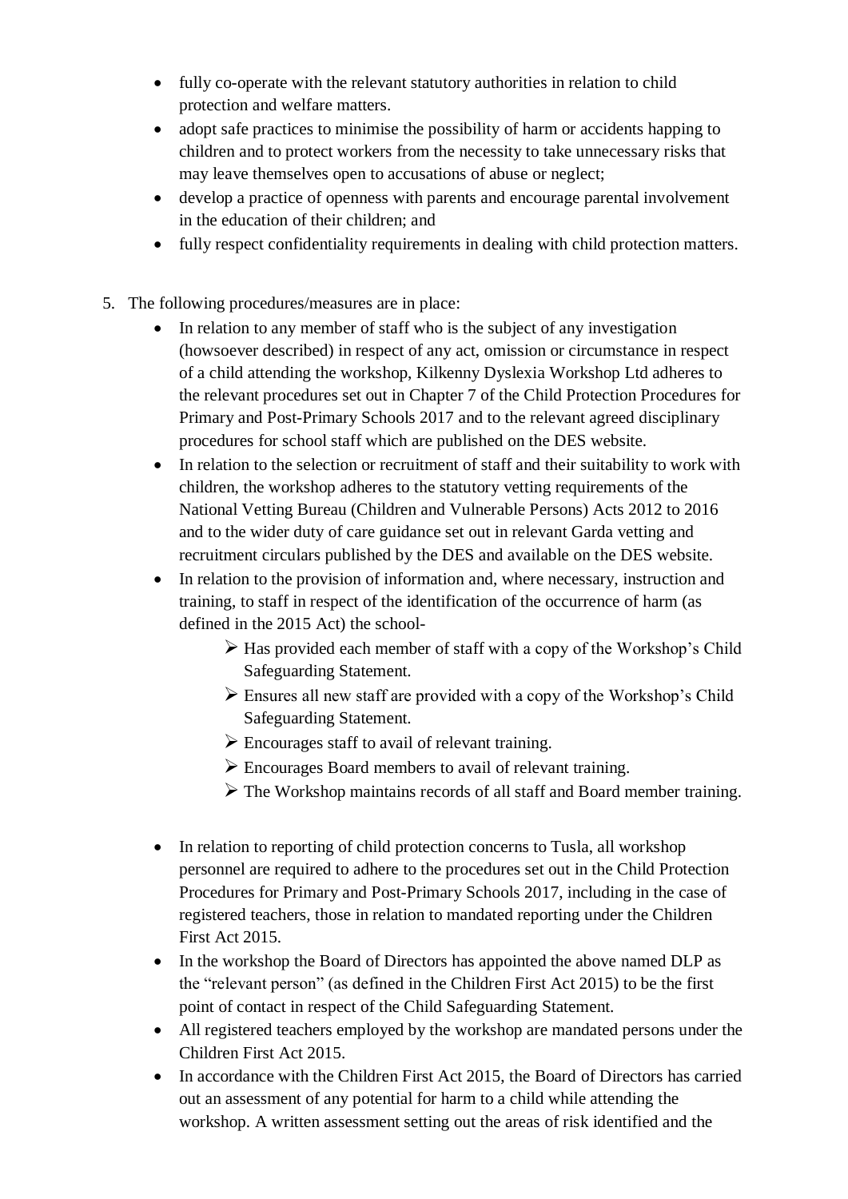- fully co-operate with the relevant statutory authorities in relation to child protection and welfare matters.
- adopt safe practices to minimise the possibility of harm or accidents happing to children and to protect workers from the necessity to take unnecessary risks that may leave themselves open to accusations of abuse or neglect;
- develop a practice of openness with parents and encourage parental involvement in the education of their children; and
- fully respect confidentiality requirements in dealing with child protection matters.

5. The following procedures/measures are in place:
   - In relation to any member of staff who is the subject of any investigation (howsoever described) in respect of any act, omission or circumstance in respect of a child attending the workshop, Kilkenny Dyslexia Workshop Ltd adheres to the relevant procedures set out in Chapter 7 of the Child Protection Procedures for Primary and Post-Primary Schools 2017 and to the relevant agreed disciplinary procedures for school staff which are published on the DES website.
   - In relation to the selection or recruitment of staff and their suitability to work with children, the workshop adheres to the statutory vetting requirements of the National Vetting Bureau (Children and Vulnerable Persons) Acts 2012 to 2016 and to the wider duty of care guidance set out in relevant Garda vetting and recruitment circulars published by the DES and available on the DES website.
   - In relation to the provision of information and, where necessary, instruction and training, to staff in respect of the identification of the occurrence of harm (as defined in the 2015 Act) the school-
     - Has provided each member of staff with a copy of the Workshop's Child Safeguarding Statement.
     - Ensures all new staff are provided with a copy of the Workshop's Child Safeguarding Statement.
     - Encourages staff to avail of relevant training.
     - Encourages Board members to avail of relevant training.
     - The Workshop maintains records of all staff and Board member training.
   - In relation to reporting of child protection concerns to Tusla, all workshop personnel are required to adhere to the procedures set out in the Child Protection Procedures for Primary and Post-Primary Schools 2017, including in the case of registered teachers, those in relation to mandated reporting under the Children First Act 2015.
   - In the workshop the Board of Directors has appointed the above named DLP as the "relevant person" (as defined in the Children First Act 2015) to be the first point of contact in respect of the Child Safeguarding Statement.
   - All registered teachers employed by the workshop are mandated persons under the Children First Act 2015.
   - In accordance with the Children First Act 2015, the Board of Directors has carried out an assessment of any potential for harm to a child while attending the workshop. A written assessment setting out the areas of risk identified and the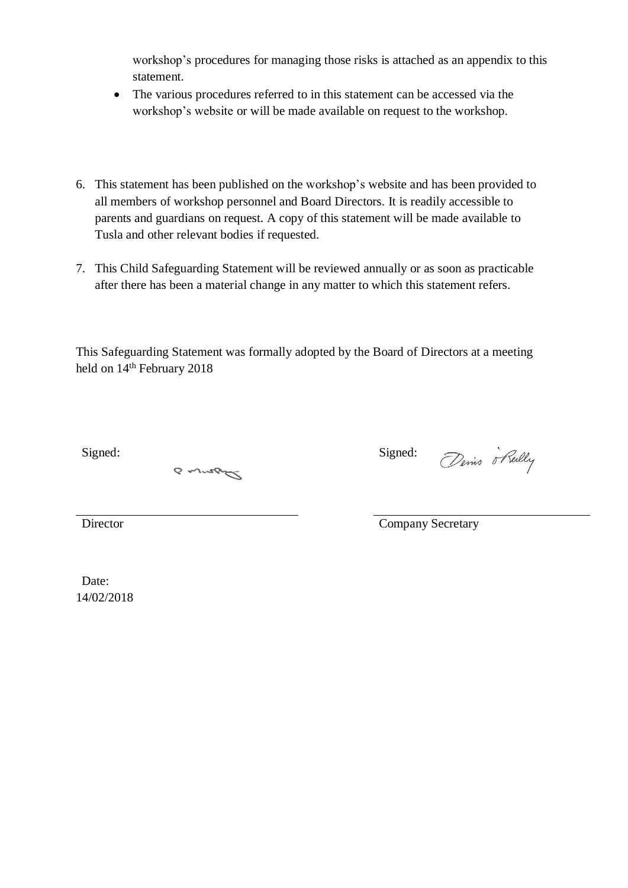workshop's procedures for managing those risks is attached as an appendix to this statement.

- The various procedures referred to in this statement can be accessed via the workshop's website or will be made available on request to the workshop.

6. This statement has been published on the workshop's website and has been provided to all members of workshop personnel and Board Directors. It is readily accessible to parents and guardians on request. A copy of this statement will be made available to Tusla and other relevant bodies if requested.

7. This Child Safeguarding Statement will be reviewed annually or as soon as practicable after there has been a material change in any matter to which this statement refers.

This Safeguarding Statement was formally adopted by the Board of Directors at a meeting held on 14th February 2018

Signed: P Murphy

Director

Signed: Denis O'Reilly

Company Secretary

Date:
14/02/2018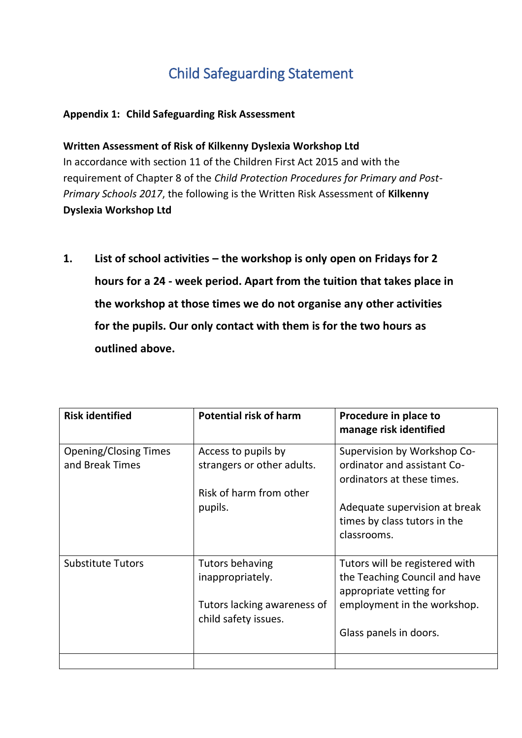# Child Safeguarding Statement

**Appendix 1: Child Safeguarding Risk Assessment**

**Written Assessment of Risk of Kilkenny Dyslexia Workshop Ltd**
In accordance with section 11 of the Children First Act 2015 and with the requirement of Chapter 8 of the *Child Protection Procedures for Primary and Post-Primary Schools 2017*, the following is the Written Risk Assessment of **Kilkenny Dyslexia Workshop Ltd**

1. **List of school activities – the workshop is only open on Fridays for 2 hours for a 24 - week period. Apart from the tuition that takes place in the workshop at those times we do not organise any other activities for the pupils. Our only contact with them is for the two hours as outlined above.**

| **Risk identified** | **Potential risk of harm** | **Procedure in place to manage risk identified** |
|---|---|---|
| Opening/Closing Times and Break Times | Access to pupils by strangers or other adults.<br><br>Risk of harm from other pupils. | Supervision by Workshop Co-ordinator and assistant Co-ordinators at these times.<br><br>Adequate supervision at break times by class tutors in the classrooms. |
| Substitute Tutors | Tutors behaving inappropriately.<br><br>Tutors lacking awareness of child safety issues. | Tutors will be registered with the Teaching Council and have appropriate vetting for employment in the workshop.<br><br>Glass panels in doors. |
| | | |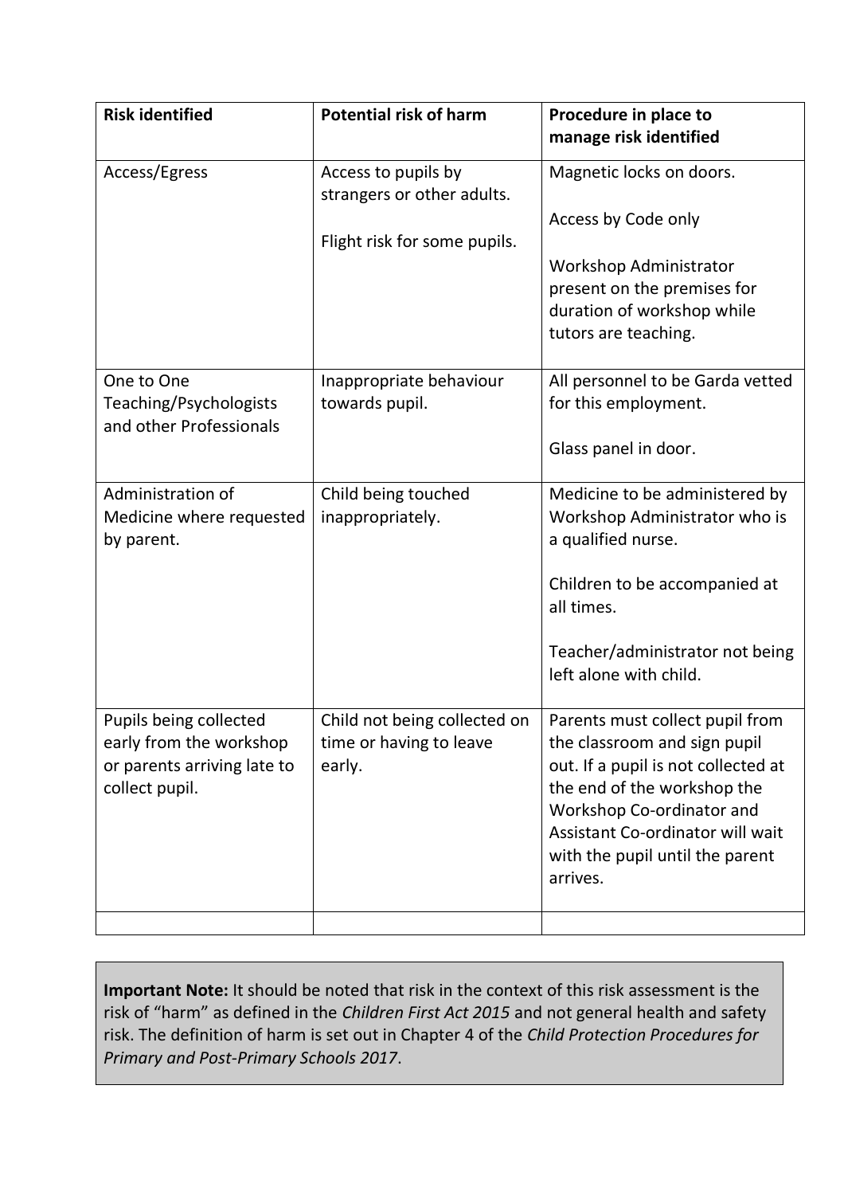| Risk identified | Potential risk of harm | Procedure in place to manage risk identified |
| --- | --- | --- |
| Access/Egress | Access to pupils by strangers or other adults.<br><br>Flight risk for some pupils. | Magnetic locks on doors.<br><br>Access by Code only<br><br>Workshop Administrator present on the premises for duration of workshop while tutors are teaching. |
| One to One Teaching/Psychologists and other Professionals | Inappropriate behaviour towards pupil. | All personnel to be Garda vetted for this employment.<br><br>Glass panel in door. |
| Administration of Medicine where requested by parent. | Child being touched inappropriately. | Medicine to be administered by Workshop Administrator who is a qualified nurse.<br><br>Children to be accompanied at all times.<br><br>Teacher/administrator not being left alone with child. |
| Pupils being collected early from the workshop or parents arriving late to collect pupil. | Child not being collected on time or having to leave early. | Parents must collect pupil from the classroom and sign pupil out. If a pupil is not collected at the end of the workshop the Workshop Co-ordinator and Assistant Co-ordinator will wait with the pupil until the parent arrives. |
| | | |

**Important Note:** It should be noted that risk in the context of this risk assessment is the risk of "harm" as defined in the *Children First Act 2015* and not general health and safety risk. The definition of harm is set out in Chapter 4 of the *Child Protection Procedures for Primary and Post-Primary Schools 2017*.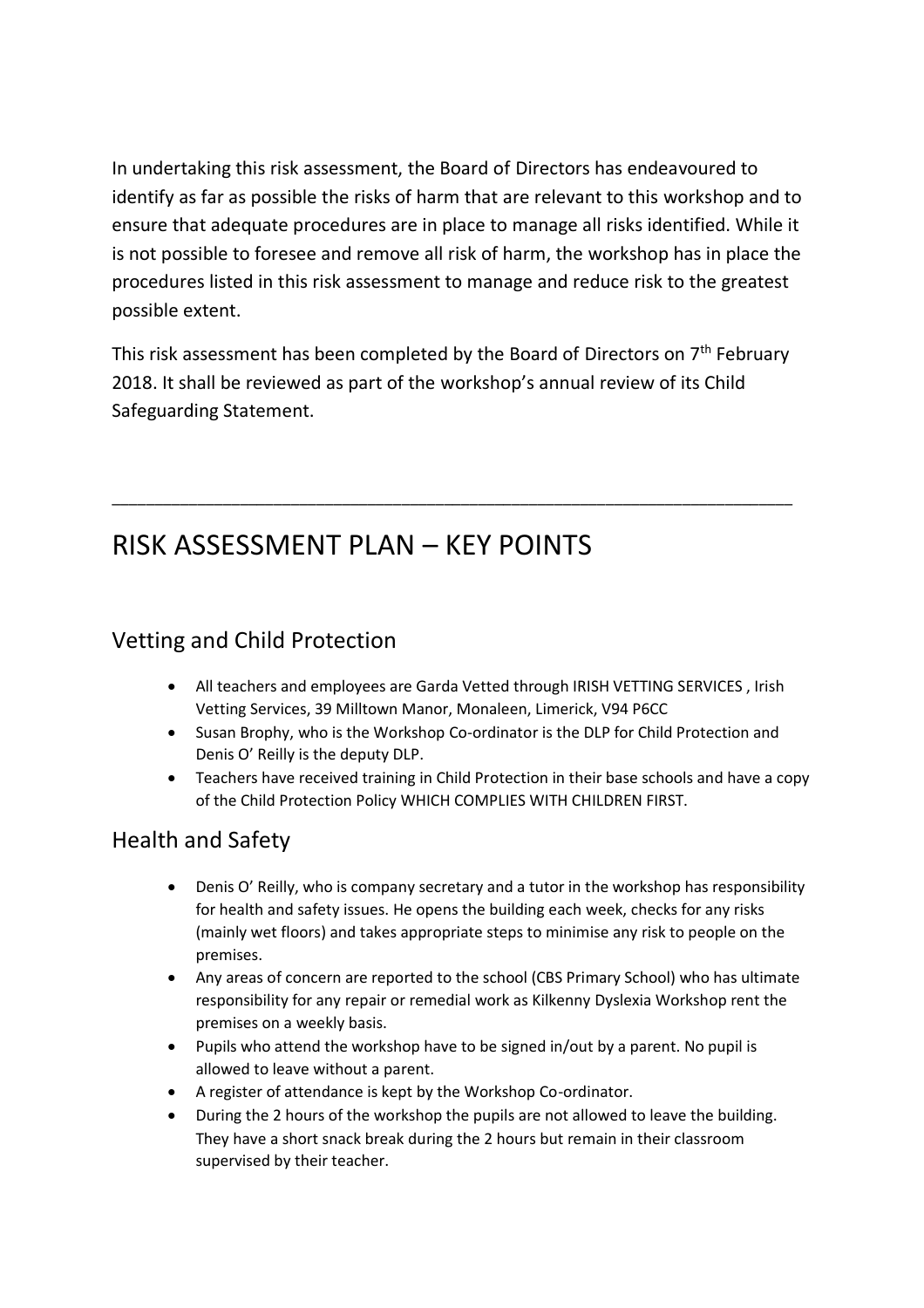In undertaking this risk assessment, the Board of Directors has endeavoured to identify as far as possible the risks of harm that are relevant to this workshop and to ensure that adequate procedures are in place to manage all risks identified. While it is not possible to foresee and remove all risk of harm, the workshop has in place the procedures listed in this risk assessment to manage and reduce risk to the greatest possible extent.

This risk assessment has been completed by the Board of Directors on 7th February 2018. It shall be reviewed as part of the workshop's annual review of its Child Safeguarding Statement.

---

# RISK ASSESSMENT PLAN – KEY POINTS

## Vetting and Child Protection

- All teachers and employees are Garda Vetted through IRISH VETTING SERVICES , Irish Vetting Services, 39 Milltown Manor, Monaleen, Limerick, V94 P6CC
- Susan Brophy, who is the Workshop Co-ordinator is the DLP for Child Protection and Denis O' Reilly is the deputy DLP.
- Teachers have received training in Child Protection in their base schools and have a copy of the Child Protection Policy WHICH COMPLIES WITH CHILDREN FIRST.

## Health and Safety

- Denis O' Reilly, who is company secretary and a tutor in the workshop has responsibility for health and safety issues. He opens the building each week, checks for any risks (mainly wet floors) and takes appropriate steps to minimise any risk to people on the premises.
- Any areas of concern are reported to the school (CBS Primary School) who has ultimate responsibility for any repair or remedial work as Kilkenny Dyslexia Workshop rent the premises on a weekly basis.
- Pupils who attend the workshop have to be signed in/out by a parent. No pupil is allowed to leave without a parent.
- A register of attendance is kept by the Workshop Co-ordinator.
- During the 2 hours of the workshop the pupils are not allowed to leave the building. They have a short snack break during the 2 hours but remain in their classroom supervised by their teacher.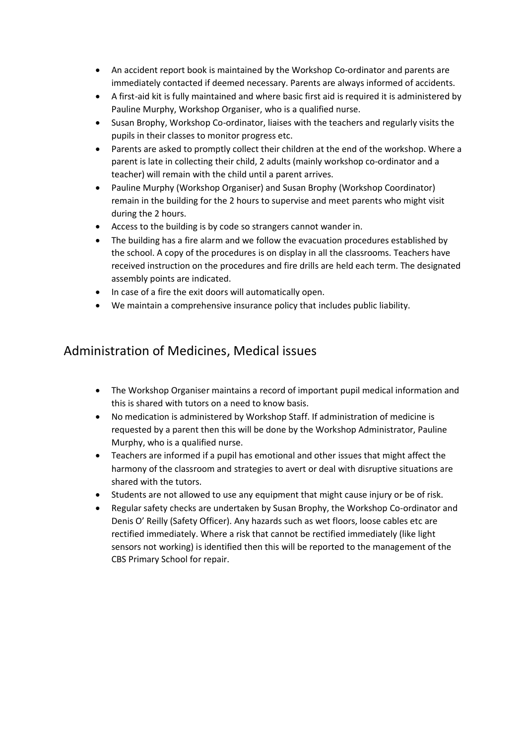- An accident report book is maintained by the Workshop Co-ordinator and parents are immediately contacted if deemed necessary. Parents are always informed of accidents.
- A first-aid kit is fully maintained and where basic first aid is required it is administered by Pauline Murphy, Workshop Organiser, who is a qualified nurse.
- Susan Brophy, Workshop Co-ordinator, liaises with the teachers and regularly visits the pupils in their classes to monitor progress etc.
- Parents are asked to promptly collect their children at the end of the workshop. Where a parent is late in collecting their child, 2 adults (mainly workshop co-ordinator and a teacher) will remain with the child until a parent arrives.
- Pauline Murphy (Workshop Organiser) and Susan Brophy (Workshop Coordinator) remain in the building for the 2 hours to supervise and meet parents who might visit during the 2 hours.
- Access to the building is by code so strangers cannot wander in.
- The building has a fire alarm and we follow the evacuation procedures established by the school. A copy of the procedures is on display in all the classrooms. Teachers have received instruction on the procedures and fire drills are held each term. The designated assembly points are indicated.
- In case of a fire the exit doors will automatically open.
- We maintain a comprehensive insurance policy that includes public liability.

## Administration of Medicines, Medical issues

- The Workshop Organiser maintains a record of important pupil medical information and this is shared with tutors on a need to know basis.
- No medication is administered by Workshop Staff. If administration of medicine is requested by a parent then this will be done by the Workshop Administrator, Pauline Murphy, who is a qualified nurse.
- Teachers are informed if a pupil has emotional and other issues that might affect the harmony of the classroom and strategies to avert or deal with disruptive situations are shared with the tutors.
- Students are not allowed to use any equipment that might cause injury or be of risk.
- Regular safety checks are undertaken by Susan Brophy, the Workshop Co-ordinator and Denis O' Reilly (Safety Officer). Any hazards such as wet floors, loose cables etc are rectified immediately. Where a risk that cannot be rectified immediately (like light sensors not working) is identified then this will be reported to the management of the CBS Primary School for repair.